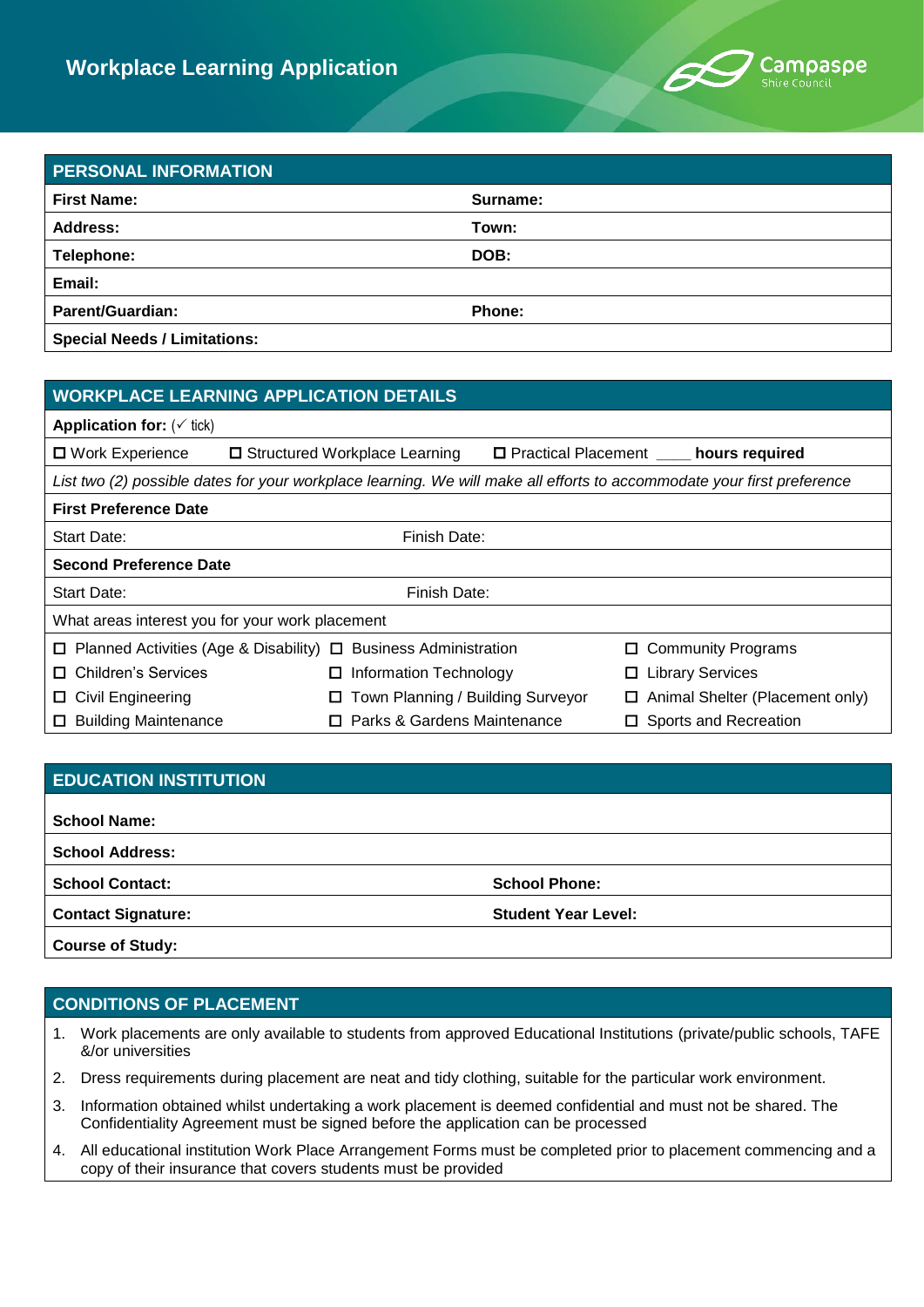# Workplace Learning Application

Campaspe Shire Council

## PERSONAL INFORMATION

| | |
|---|---|
| **First Name:** | **Surname:** |
| **Address:** | **Town:** |
| **Telephone:** | **DOB:** |
| **Email:** | |
| **Parent/Guardian:** | **Phone:** |
| **Special Needs / Limitations:** | |

## WORKPLACE LEARNING APPLICATION DETAILS

**Application for:** (✓ tick)

☐ Work Experience ☐ Structured Workplace Learning ☐ Practical Placement ____ **hours required**

*List two (2) possible dates for your workplace learning. We will make all efforts to accommodate your first preference*

**First Preference Date**

| | |
|---|---|
| Start Date: | Finish Date: |

**Second Preference Date**

| | |
|---|---|
| Start Date: | Finish Date: |

What areas interest you for your work placement

| | | |
|---|---|---|
| ☐ Planned Activities (Age & Disability) | ☐ Business Administration | ☐ Community Programs |
| ☐ Children's Services | ☐ Information Technology | ☐ Library Services |
| ☐ Civil Engineering | ☐ Town Planning / Building Surveyor | ☐ Animal Shelter (Placement only) |
| ☐ Building Maintenance | ☐ Parks & Gardens Maintenance | ☐ Sports and Recreation |

## EDUCATION INSTITUTION

| | |
|---|---|
| **School Name:** | |
| **School Address:** | |
| **School Contact:** | **School Phone:** |
| **Contact Signature:** | **Student Year Level:** |
| **Course of Study:** | |

## CONDITIONS OF PLACEMENT

1. Work placements are only available to students from approved Educational Institutions (private/public schools, TAFE &/or universities
2. Dress requirements during placement are neat and tidy clothing, suitable for the particular work environment.
3. Information obtained whilst undertaking a work placement is deemed confidential and must not be shared. The Confidentiality Agreement must be signed before the application can be processed
4. All educational institution Work Place Arrangement Forms must be completed prior to placement commencing and a copy of their insurance that covers students must be provided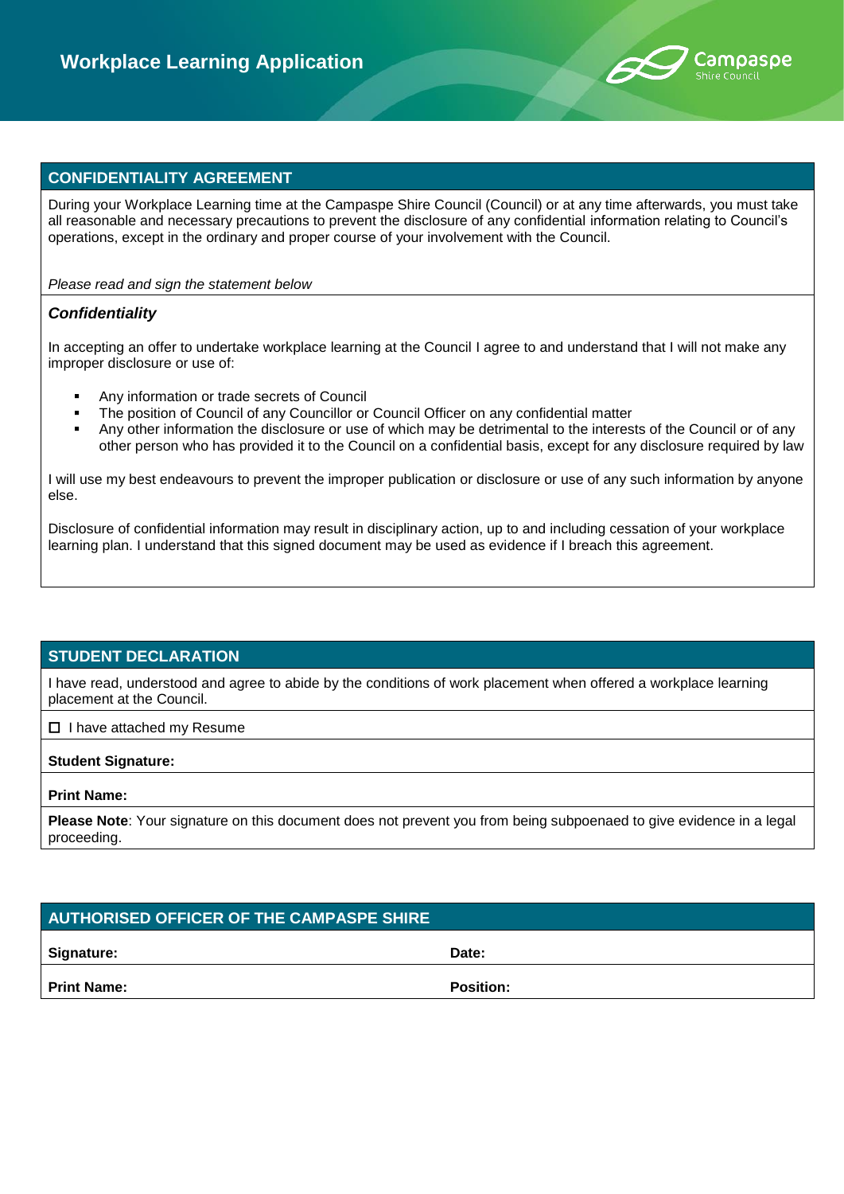# Workplace Learning Application

## CONFIDENTIALITY AGREEMENT

During your Workplace Learning time at the Campaspe Shire Council (Council) or at any time afterwards, you must take all reasonable and necessary precautions to prevent the disclosure of any confidential information relating to Council's operations, except in the ordinary and proper course of your involvement with the Council.

*Please read and sign the statement below*

### *Confidentiality*

In accepting an offer to undertake workplace learning at the Council I agree to and understand that I will not make any improper disclosure or use of:

- Any information or trade secrets of Council
- The position of Council of any Councillor or Council Officer on any confidential matter
- Any other information the disclosure or use of which may be detrimental to the interests of the Council or of any other person who has provided it to the Council on a confidential basis, except for any disclosure required by law

I will use my best endeavours to prevent the improper publication or disclosure or use of any such information by anyone else.

Disclosure of confidential information may result in disciplinary action, up to and including cessation of your workplace learning plan. I understand that this signed document may be used as evidence if I breach this agreement.

## STUDENT DECLARATION

I have read, understood and agree to abide by the conditions of work placement when offered a workplace learning placement at the Council.

☐ I have attached my Resume

**Student Signature:**

**Print Name:**

**Please Note**: Your signature on this document does not prevent you from being subpoenaed to give evidence in a legal proceeding.

## AUTHORISED OFFICER OF THE CAMPASPE SHIRE

| | |
|---|---|
| **Signature:** | **Date:** |
| **Print Name:** | **Position:** |